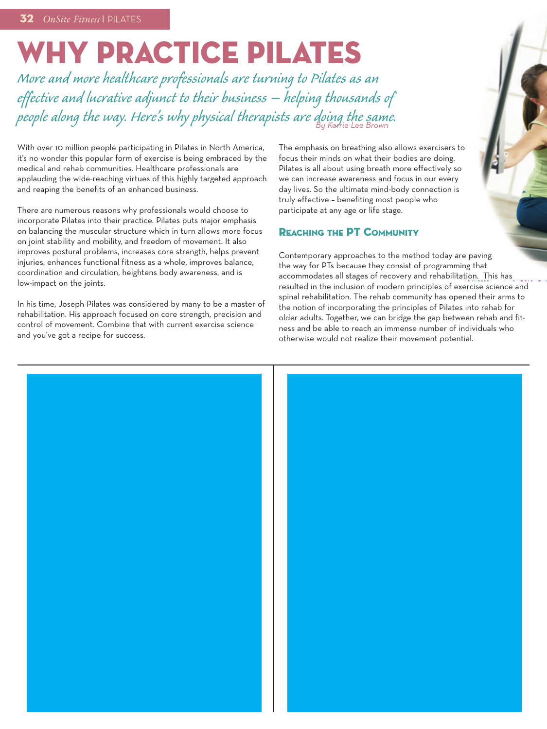# WHY PRACTICE PILATES

*More and more healthcare professionals are turning to Pilates as an effective and lucrative adjunct to their business — helping thousands of people along the way. Here's why physical therapists are doing the same.*

*By Kerrie Lee Brown*

With over 10 million people participating in Pilates in North America, it's no wonder this popular form of exercise is being embraced by the medical and rehab communities. Healthcare professionals are applauding the wide-reaching virtues of this highly targeted approach and reaping the benefits of an enhanced business.

There are numerous reasons why professionals would choose to incorporate Pilates into their practice. Pilates puts major emphasis on balancing the muscular structure which in turn allows more focus on joint stability and mobility, and freedom of movement. It also improves postural problems, increases core strength, helps prevent injuries, enhances functional fitness as a whole, improves balance, coordination and circulation, heightens body awareness, and is low-impact on the joints.

In his time, Joseph Pilates was considered by many to be a master of rehabilitation. His approach focused on core strength, precision and control of movement. Combine that with current exercise science and you've got a recipe for success.

The emphasis on breathing also allows exercisers to focus their minds on what their bodies are doing. Pilates is all about using breath more effectively so we can increase awareness and focus in our every day lives. So the ultimate mind-body connection is truly effective – benefiting most people who participate at any age or life stage.

## Reaching the PT Community

Contemporary approaches to the method today are paving the way for PTs because they consist of programming that accommodates all stages of recovery and rehabilitation. This has resulted in the inclusion of modern principles of exercise science and spinal rehabilitation. The rehab community has opened their arms to the notion of incorporating the principles of Pilates into rehab for older adults. Together, we can bridge the gap between rehab and fitness and be able to reach an immense number of individuals who otherwise would not realize their movement potential.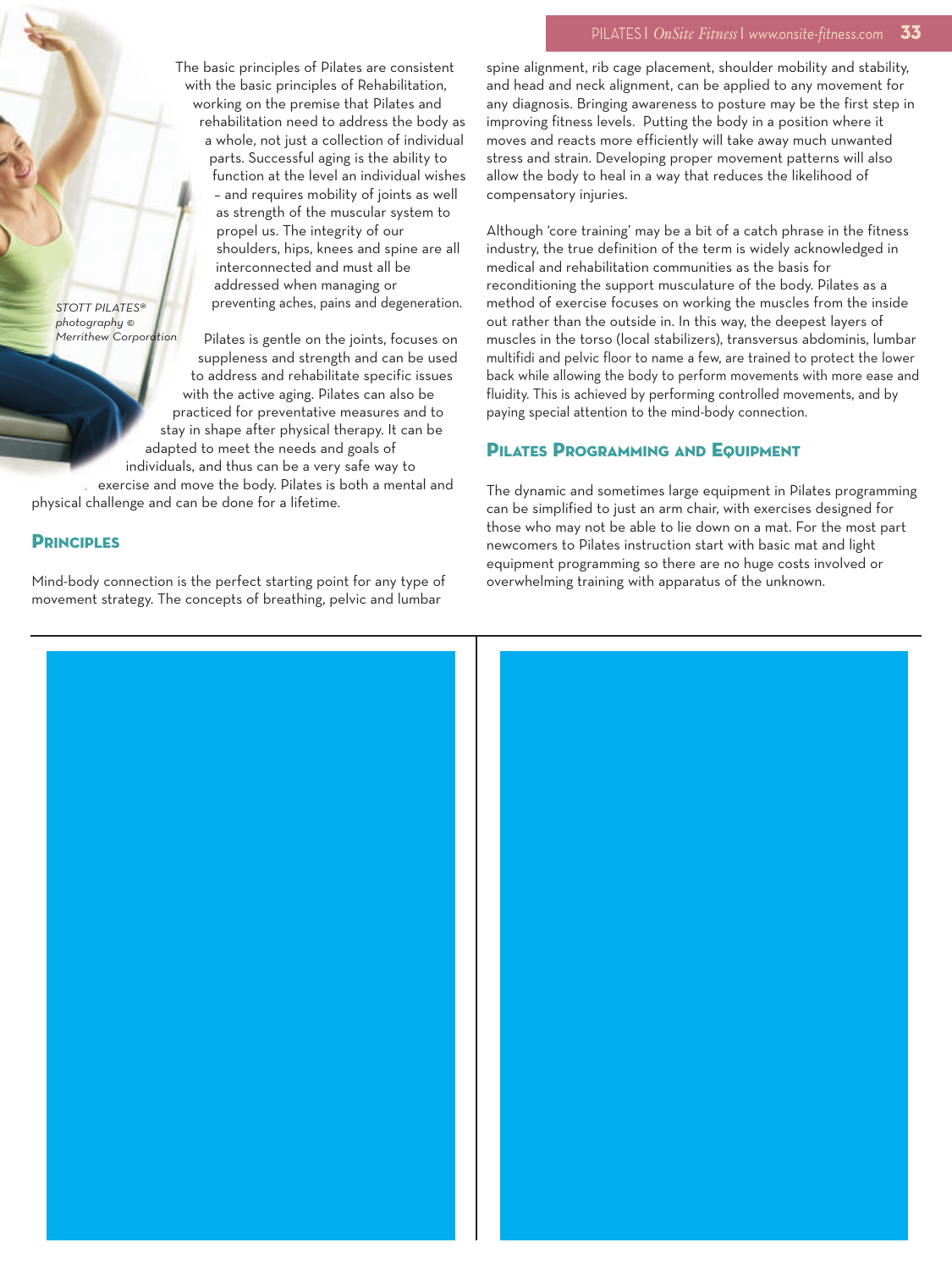The basic principles of Pilates are consistent with the basic principles of Rehabilitation, working on the premise that Pilates and rehabilitation need to address the body as a whole, not just a collection of individual parts. Successful aging is the ability to function at the level an individual wishes – and requires mobility of joints as well as strength of the muscular system to propel us. The integrity of our shoulders, hips, knees and spine are all interconnected and must all be addressed when managing or preventing aches, pains and degeneration.

*STOTT PILATES® photography © Merrithew Corporation*

Pilates is gentle on the joints, focuses on suppleness and strength and can be used to address and rehabilitate specific issues with the active aging. Pilates can also be practiced for preventative measures and to stay in shape after physical therapy. It can be adapted to meet the needs and goals of individuals, and thus can be a very safe way to exercise and move the body. Pilates is both a mental and physical challenge and can be done for a lifetime.

## Principles

Mind-body connection is the perfect starting point for any type of movement strategy. The concepts of breathing, pelvic and lumbar spine alignment, rib cage placement, shoulder mobility and stability, and head and neck alignment, can be applied to any movement for any diagnosis. Bringing awareness to posture may be the first step in improving fitness levels. Putting the body in a position where it moves and reacts more efficiently will take away much unwanted stress and strain. Developing proper movement patterns will also allow the body to heal in a way that reduces the likelihood of compensatory injuries.

Although 'core training' may be a bit of a catch phrase in the fitness industry, the true definition of the term is widely acknowledged in medical and rehabilitation communities as the basis for reconditioning the support musculature of the body. Pilates as a method of exercise focuses on working the muscles from the inside out rather than the outside in. In this way, the deepest layers of muscles in the torso (local stabilizers), transversus abdominis, lumbar multifidi and pelvic floor to name a few, are trained to protect the lower back while allowing the body to perform movements with more ease and fluidity. This is achieved by performing controlled movements, and by paying special attention to the mind-body connection.

## Pilates Programming and Equipment

The dynamic and sometimes large equipment in Pilates programming can be simplified to just an arm chair, with exercises designed for those who may not be able to lie down on a mat. For the most part newcomers to Pilates instruction start with basic mat and light equipment programming so there are no huge costs involved or overwhelming training with apparatus of the unknown.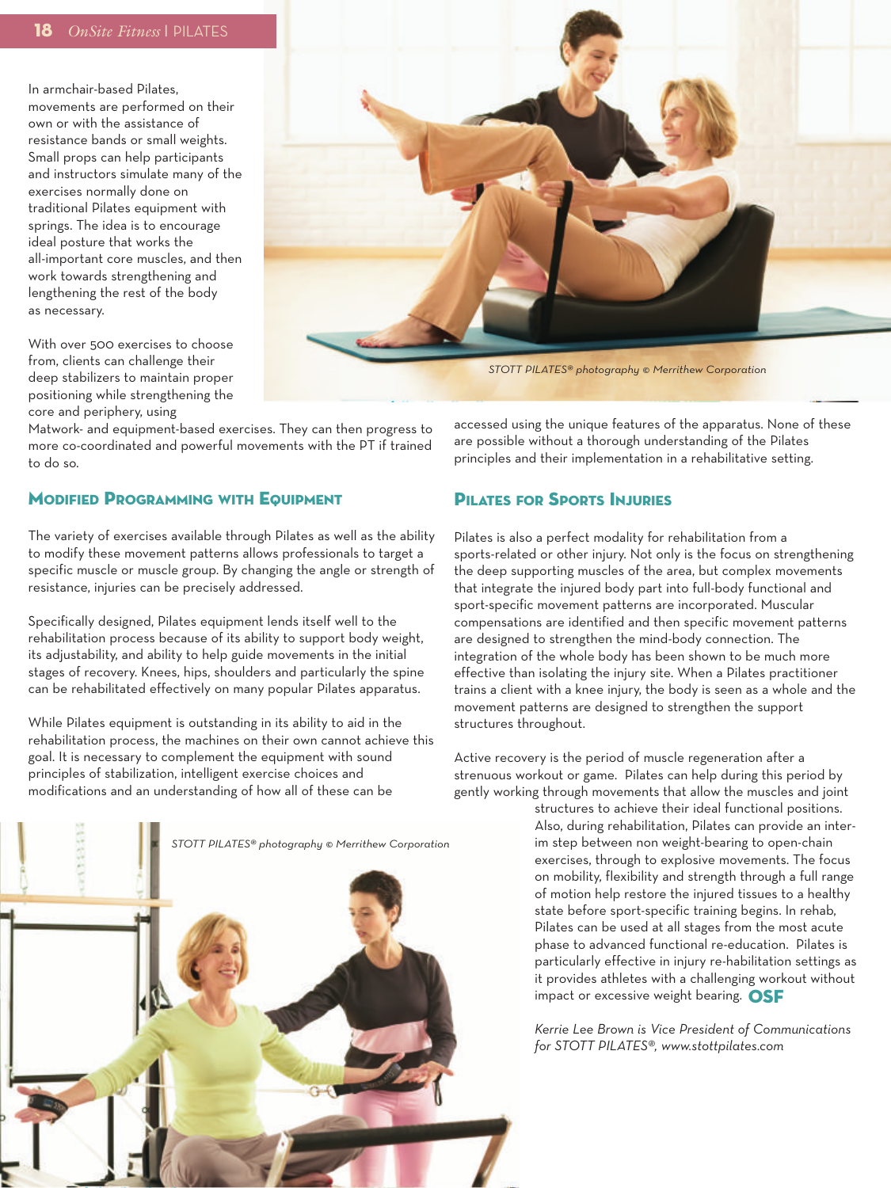In armchair-based Pilates, movements are performed on their own or with the assistance of resistance bands or small weights. Small props can help participants and instructors simulate many of the exercises normally done on traditional Pilates equipment with springs. The idea is to encourage ideal posture that works the all-important core muscles, and then work towards strengthening and lengthening the rest of the body as necessary.

With over 500 exercises to choose from, clients can challenge their deep stabilizers to maintain proper positioning while strengthening the core and periphery, using Matwork- and equipment-based exercises. They can then progress to more co-coordinated and powerful movements with the PT if trained to do so.

*STOTT PILATES® photography © Merrithew Corporation*

## Modified Programming with Equipment

The variety of exercises available through Pilates as well as the ability to modify these movement patterns allows professionals to target a specific muscle or muscle group. By changing the angle or strength of resistance, injuries can be precisely addressed.

Specifically designed, Pilates equipment lends itself well to the rehabilitation process because of its ability to support body weight, its adjustability, and ability to help guide movements in the initial stages of recovery. Knees, hips, shoulders and particularly the spine can be rehabilitated effectively on many popular Pilates apparatus.

While Pilates equipment is outstanding in its ability to aid in the rehabilitation process, the machines on their own cannot achieve this goal. It is necessary to complement the equipment with sound principles of stabilization, intelligent exercise choices and modifications and an understanding of how all of these can be accessed using the unique features of the apparatus. None of these are possible without a thorough understanding of the Pilates principles and their implementation in a rehabilitative setting.

*STOTT PILATES® photography © Merrithew Corporation*

## Pilates for Sports Injuries

Pilates is also a perfect modality for rehabilitation from a sports-related or other injury. Not only is the focus on strengthening the deep supporting muscles of the area, but complex movements that integrate the injured body part into full-body functional and sport-specific movement patterns are incorporated. Muscular compensations are identified and then specific movement patterns are designed to strengthen the mind-body connection. The integration of the whole body has been shown to be much more effective than isolating the injury site. When a Pilates practitioner trains a client with a knee injury, the body is seen as a whole and the movement patterns are designed to strengthen the support structures throughout.

Active recovery is the period of muscle regeneration after a strenuous workout or game. Pilates can help during this period by gently working through movements that allow the muscles and joint structures to achieve their ideal functional positions. Also, during rehabilitation, Pilates can provide an interim step between non weight-bearing to open-chain exercises, through to explosive movements. The focus on mobility, flexibility and strength through a full range of motion help restore the injured tissues to a healthy state before sport-specific training begins. In rehab, Pilates can be used at all stages from the most acute phase to advanced functional re-education. Pilates is particularly effective in injury re-habilitation settings as it provides athletes with a challenging workout without impact or excessive weight bearing. **OSF**

*Kerrie Lee Brown is Vice President of Communications for STOTT PILATES®, www.stottpilates.com*